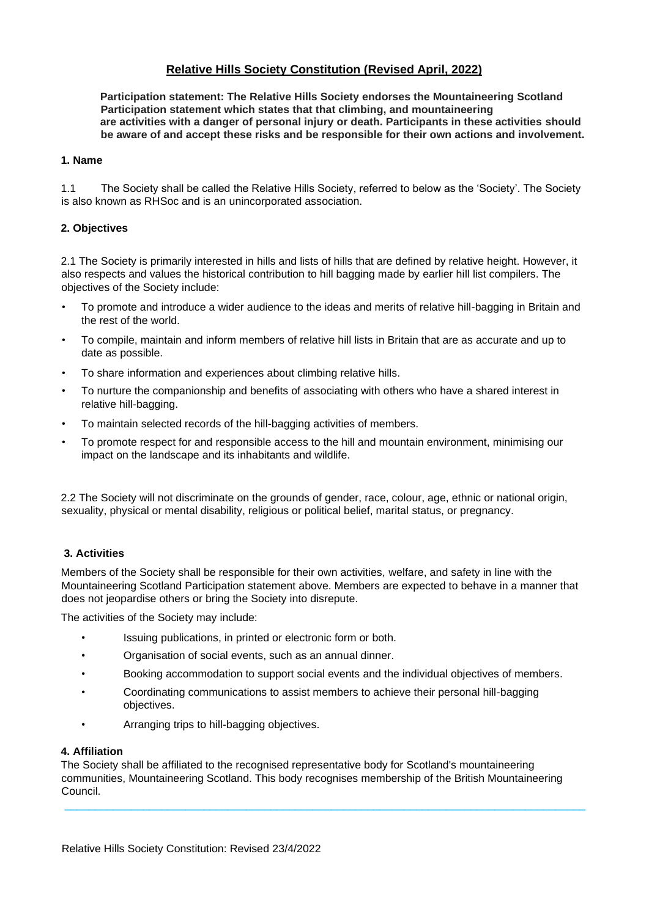# Relative Hills Society Constitution (Revised April, 2022)

**Participation statement: The Relative Hills Society endorses the Mountaineering Scotland Participation statement which states that that climbing, and mountaineering are activities with a danger of personal injury or death. Participants in these activities should be aware of and accept these risks and be responsible for their own actions and involvement.**

## 1. Name

1.1 The Society shall be called the Relative Hills Society, referred to below as the 'Society'. The Society is also known as RHSoc and is an unincorporated association.

## 2. Objectives

2.1 The Society is primarily interested in hills and lists of hills that are defined by relative height. However, it also respects and values the historical contribution to hill bagging made by earlier hill list compilers. The objectives of the Society include:

- To promote and introduce a wider audience to the ideas and merits of relative hill-bagging in Britain and the rest of the world.
- To compile, maintain and inform members of relative hill lists in Britain that are as accurate and up to date as possible.
- To share information and experiences about climbing relative hills.
- To nurture the companionship and benefits of associating with others who have a shared interest in relative hill-bagging.
- To maintain selected records of the hill-bagging activities of members.
- To promote respect for and responsible access to the hill and mountain environment, minimising our impact on the landscape and its inhabitants and wildlife.

2.2 The Society will not discriminate on the grounds of gender, race, colour, age, ethnic or national origin, sexuality, physical or mental disability, religious or political belief, marital status, or pregnancy.

## 3. Activities

Members of the Society shall be responsible for their own activities, welfare, and safety in line with the Mountaineering Scotland Participation statement above. Members are expected to behave in a manner that does not jeopardise others or bring the Society into disrepute.

The activities of the Society may include:

- Issuing publications, in printed or electronic form or both.
- Organisation of social events, such as an annual dinner.
- Booking accommodation to support social events and the individual objectives of members.
- Coordinating communications to assist members to achieve their personal hill-bagging objectives.
- Arranging trips to hill-bagging objectives.

## 4. Affiliation

The Society shall be affiliated to the recognised representative body for Scotland's mountaineering communities, Mountaineering Scotland. This body recognises membership of the British Mountaineering Council.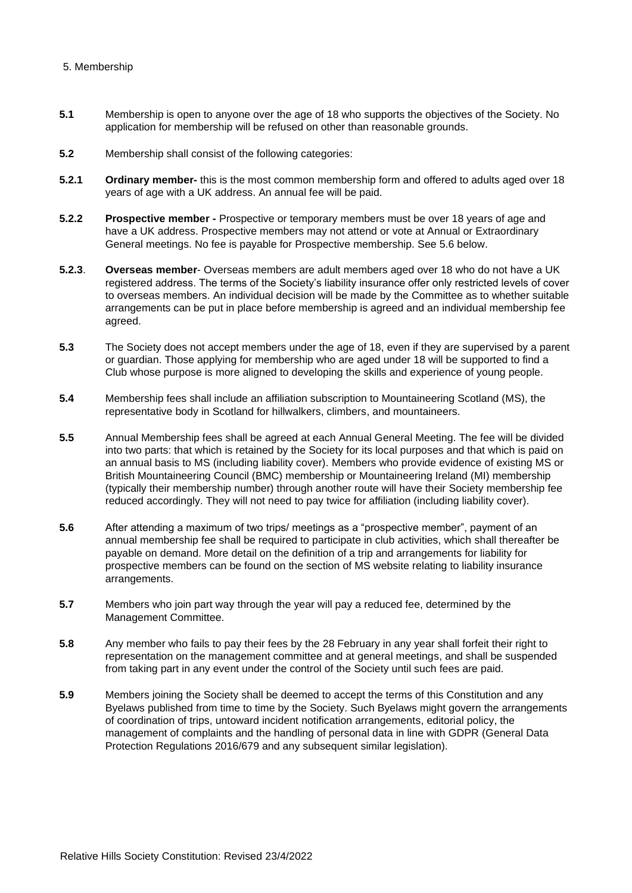## 5. Membership

**5.1** Membership is open to anyone over the age of 18 who supports the objectives of the Society. No application for membership will be refused on other than reasonable grounds.

**5.2** Membership shall consist of the following categories:

**5.2.1** **Ordinary member-** this is the most common membership form and offered to adults aged over 18 years of age with a UK address. An annual fee will be paid.

**5.2.2** **Prospective member -** Prospective or temporary members must be over 18 years of age and have a UK address. Prospective members may not attend or vote at Annual or Extraordinary General meetings. No fee is payable for Prospective membership. See 5.6 below.

**5.2.3**. **Overseas member**- Overseas members are adult members aged over 18 who do not have a UK registered address. The terms of the Society's liability insurance offer only restricted levels of cover to overseas members. An individual decision will be made by the Committee as to whether suitable arrangements can be put in place before membership is agreed and an individual membership fee agreed.

**5.3** The Society does not accept members under the age of 18, even if they are supervised by a parent or guardian. Those applying for membership who are aged under 18 will be supported to find a Club whose purpose is more aligned to developing the skills and experience of young people.

**5.4** Membership fees shall include an affiliation subscription to Mountaineering Scotland (MS), the representative body in Scotland for hillwalkers, climbers, and mountaineers.

**5.5** Annual Membership fees shall be agreed at each Annual General Meeting. The fee will be divided into two parts: that which is retained by the Society for its local purposes and that which is paid on an annual basis to MS (including liability cover). Members who provide evidence of existing MS or British Mountaineering Council (BMC) membership or Mountaineering Ireland (MI) membership (typically their membership number) through another route will have their Society membership fee reduced accordingly. They will not need to pay twice for affiliation (including liability cover).

**5.6** After attending a maximum of two trips/ meetings as a "prospective member", payment of an annual membership fee shall be required to participate in club activities, which shall thereafter be payable on demand. More detail on the definition of a trip and arrangements for liability for prospective members can be found on the section of MS website relating to liability insurance arrangements.

**5.7** Members who join part way through the year will pay a reduced fee, determined by the Management Committee.

**5.8** Any member who fails to pay their fees by the 28 February in any year shall forfeit their right to representation on the management committee and at general meetings, and shall be suspended from taking part in any event under the control of the Society until such fees are paid.

**5.9** Members joining the Society shall be deemed to accept the terms of this Constitution and any Byelaws published from time to time by the Society. Such Byelaws might govern the arrangements of coordination of trips, untoward incident notification arrangements, editorial policy, the management of complaints and the handling of personal data in line with GDPR (General Data Protection Regulations 2016/679 and any subsequent similar legislation).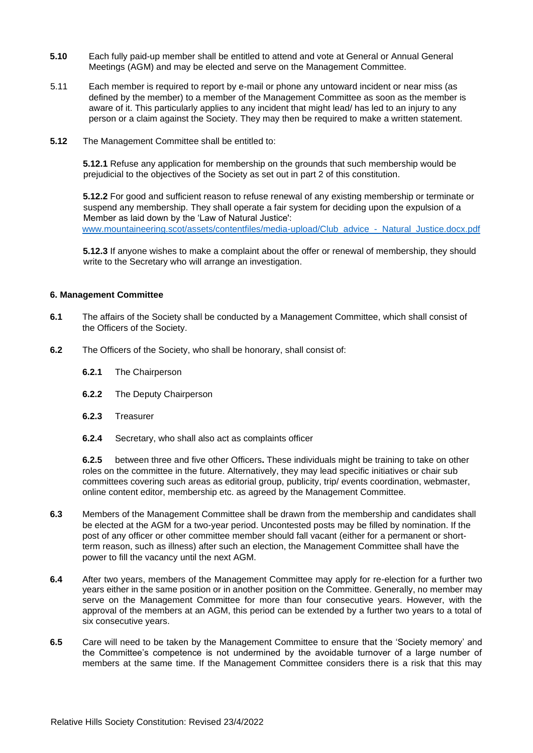**5.10** Each fully paid-up member shall be entitled to attend and vote at General or Annual General Meetings (AGM) and may be elected and serve on the Management Committee.

5.11 Each member is required to report by e-mail or phone any untoward incident or near miss (as defined by the member) to a member of the Management Committee as soon as the member is aware of it. This particularly applies to any incident that might lead/ has led to an injury to any person or a claim against the Society. They may then be required to make a written statement.

**5.12** The Management Committee shall be entitled to:

**5.12.1** Refuse any application for membership on the grounds that such membership would be prejudicial to the objectives of the Society as set out in part 2 of this constitution.

**5.12.2** For good and sufficient reason to refuse renewal of any existing membership or terminate or suspend any membership. They shall operate a fair system for deciding upon the expulsion of a Member as laid down by the 'Law of Natural Justice': www.mountaineering.scot/assets/contentfiles/media-upload/Club_advice_-_Natural_Justice.docx.pdf

**5.12.3** If anyone wishes to make a complaint about the offer or renewal of membership, they should write to the Secretary who will arrange an investigation.

#### 6. Management Committee

**6.1** The affairs of the Society shall be conducted by a Management Committee, which shall consist of the Officers of the Society.

**6.2** The Officers of the Society, who shall be honorary, shall consist of:

**6.2.1** The Chairperson

**6.2.2** The Deputy Chairperson

**6.2.3** Treasurer

**6.2.4** Secretary, who shall also act as complaints officer

**6.2.5** between three and five other Officers**.** These individuals might be training to take on other roles on the committee in the future. Alternatively, they may lead specific initiatives or chair sub committees covering such areas as editorial group, publicity, trip/ events coordination, webmaster, online content editor, membership etc. as agreed by the Management Committee.

**6.3** Members of the Management Committee shall be drawn from the membership and candidates shall be elected at the AGM for a two-year period. Uncontested posts may be filled by nomination. If the post of any officer or other committee member should fall vacant (either for a permanent or short-term reason, such as illness) after such an election, the Management Committee shall have the power to fill the vacancy until the next AGM.

**6.4** After two years, members of the Management Committee may apply for re-election for a further two years either in the same position or in another position on the Committee. Generally, no member may serve on the Management Committee for more than four consecutive years. However, with the approval of the members at an AGM, this period can be extended by a further two years to a total of six consecutive years.

**6.5** Care will need to be taken by the Management Committee to ensure that the 'Society memory' and the Committee's competence is not undermined by the avoidable turnover of a large number of members at the same time. If the Management Committee considers there is a risk that this may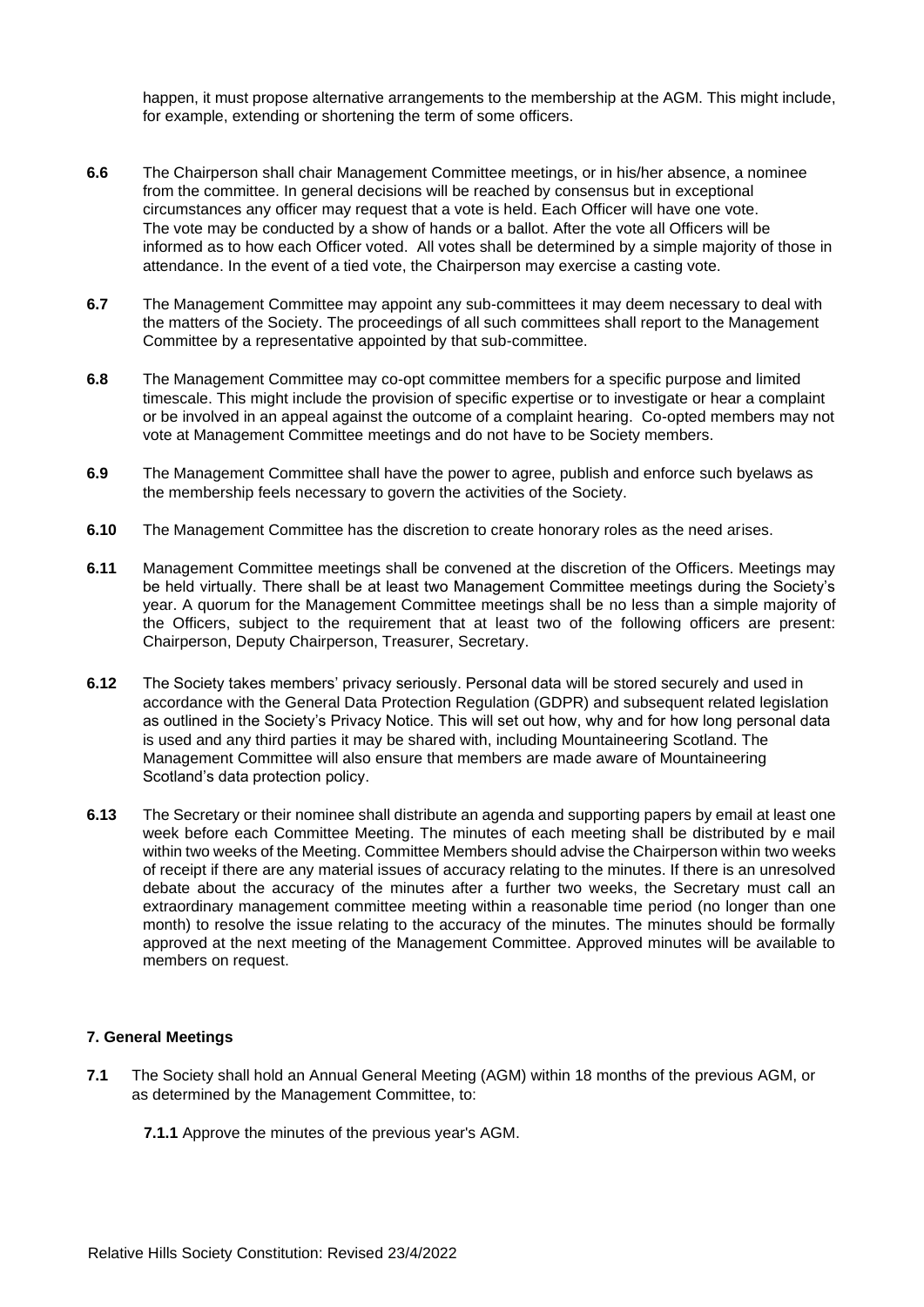happen, it must propose alternative arrangements to the membership at the AGM. This might include, for example, extending or shortening the term of some officers.

**6.6** The Chairperson shall chair Management Committee meetings, or in his/her absence, a nominee from the committee. In general decisions will be reached by consensus but in exceptional circumstances any officer may request that a vote is held. Each Officer will have one vote. The vote may be conducted by a show of hands or a ballot. After the vote all Officers will be informed as to how each Officer voted. All votes shall be determined by a simple majority of those in attendance. In the event of a tied vote, the Chairperson may exercise a casting vote.

**6.7** The Management Committee may appoint any sub-committees it may deem necessary to deal with the matters of the Society. The proceedings of all such committees shall report to the Management Committee by a representative appointed by that sub-committee.

**6.8** The Management Committee may co-opt committee members for a specific purpose and limited timescale. This might include the provision of specific expertise or to investigate or hear a complaint or be involved in an appeal against the outcome of a complaint hearing. Co-opted members may not vote at Management Committee meetings and do not have to be Society members.

**6.9** The Management Committee shall have the power to agree, publish and enforce such byelaws as the membership feels necessary to govern the activities of the Society.

**6.10** The Management Committee has the discretion to create honorary roles as the need arises.

**6.11** Management Committee meetings shall be convened at the discretion of the Officers. Meetings may be held virtually. There shall be at least two Management Committee meetings during the Society's year. A quorum for the Management Committee meetings shall be no less than a simple majority of the Officers, subject to the requirement that at least two of the following officers are present: Chairperson, Deputy Chairperson, Treasurer, Secretary.

**6.12** The Society takes members' privacy seriously. Personal data will be stored securely and used in accordance with the General Data Protection Regulation (GDPR) and subsequent related legislation as outlined in the Society's Privacy Notice. This will set out how, why and for how long personal data is used and any third parties it may be shared with, including Mountaineering Scotland. The Management Committee will also ensure that members are made aware of Mountaineering Scotland's data protection policy.

**6.13** The Secretary or their nominee shall distribute an agenda and supporting papers by email at least one week before each Committee Meeting. The minutes of each meeting shall be distributed by e mail within two weeks of the Meeting. Committee Members should advise the Chairperson within two weeks of receipt if there are any material issues of accuracy relating to the minutes. If there is an unresolved debate about the accuracy of the minutes after a further two weeks, the Secretary must call an extraordinary management committee meeting within a reasonable time period (no longer than one month) to resolve the issue relating to the accuracy of the minutes. The minutes should be formally approved at the next meeting of the Management Committee. Approved minutes will be available to members on request.

### 7. General Meetings

**7.1** The Society shall hold an Annual General Meeting (AGM) within 18 months of the previous AGM, or as determined by the Management Committee, to:

**7.1.1** Approve the minutes of the previous year's AGM.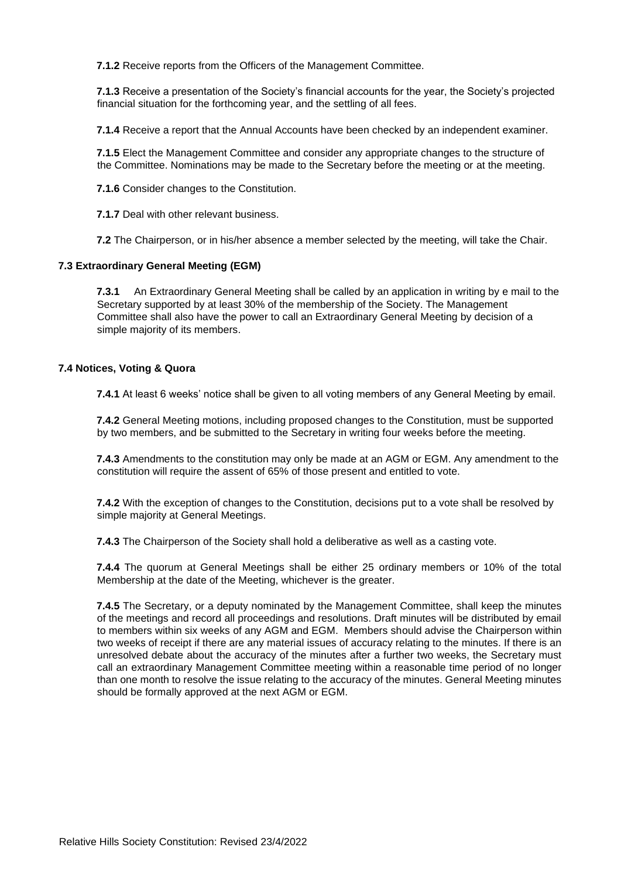**7.1.2** Receive reports from the Officers of the Management Committee.

**7.1.3** Receive a presentation of the Society's financial accounts for the year, the Society's projected financial situation for the forthcoming year, and the settling of all fees.

**7.1.4** Receive a report that the Annual Accounts have been checked by an independent examiner.

**7.1.5** Elect the Management Committee and consider any appropriate changes to the structure of the Committee. Nominations may be made to the Secretary before the meeting or at the meeting.

**7.1.6** Consider changes to the Constitution.

**7.1.7** Deal with other relevant business.

**7.2** The Chairperson, or in his/her absence a member selected by the meeting, will take the Chair.

### 7.3 Extraordinary General Meeting (EGM)

**7.3.1** An Extraordinary General Meeting shall be called by an application in writing by e mail to the Secretary supported by at least 30% of the membership of the Society. The Management Committee shall also have the power to call an Extraordinary General Meeting by decision of a simple majority of its members.

### 7.4 Notices, Voting & Quora

**7.4.1** At least 6 weeks' notice shall be given to all voting members of any General Meeting by email.

**7.4.2** General Meeting motions, including proposed changes to the Constitution, must be supported by two members, and be submitted to the Secretary in writing four weeks before the meeting.

**7.4.3** Amendments to the constitution may only be made at an AGM or EGM. Any amendment to the constitution will require the assent of 65% of those present and entitled to vote.

**7.4.2** With the exception of changes to the Constitution, decisions put to a vote shall be resolved by simple majority at General Meetings.

**7.4.3** The Chairperson of the Society shall hold a deliberative as well as a casting vote.

**7.4.4** The quorum at General Meetings shall be either 25 ordinary members or 10% of the total Membership at the date of the Meeting, whichever is the greater.

**7.4.5** The Secretary, or a deputy nominated by the Management Committee, shall keep the minutes of the meetings and record all proceedings and resolutions. Draft minutes will be distributed by email to members within six weeks of any AGM and EGM. Members should advise the Chairperson within two weeks of receipt if there are any material issues of accuracy relating to the minutes. If there is an unresolved debate about the accuracy of the minutes after a further two weeks, the Secretary must call an extraordinary Management Committee meeting within a reasonable time period of no longer than one month to resolve the issue relating to the accuracy of the minutes. General Meeting minutes should be formally approved at the next AGM or EGM.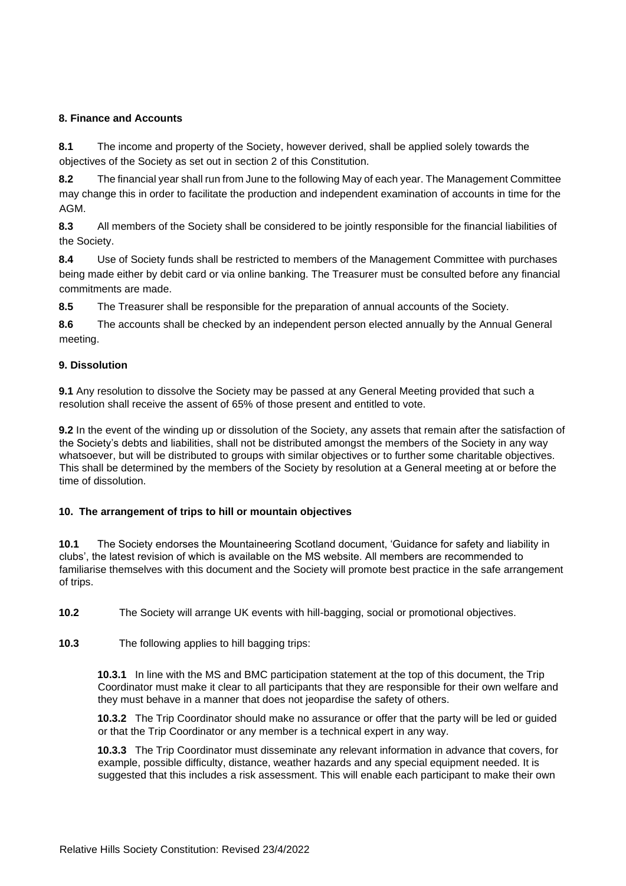### 8. Finance and Accounts

**8.1** The income and property of the Society, however derived, shall be applied solely towards the objectives of the Society as set out in section 2 of this Constitution.

**8.2** The financial year shall run from June to the following May of each year. The Management Committee may change this in order to facilitate the production and independent examination of accounts in time for the AGM.

**8.3** All members of the Society shall be considered to be jointly responsible for the financial liabilities of the Society.

**8.4** Use of Society funds shall be restricted to members of the Management Committee with purchases being made either by debit card or via online banking. The Treasurer must be consulted before any financial commitments are made.

**8.5** The Treasurer shall be responsible for the preparation of annual accounts of the Society.

**8.6** The accounts shall be checked by an independent person elected annually by the Annual General meeting.

### 9. Dissolution

**9.1** Any resolution to dissolve the Society may be passed at any General Meeting provided that such a resolution shall receive the assent of 65% of those present and entitled to vote.

**9.2** In the event of the winding up or dissolution of the Society, any assets that remain after the satisfaction of the Society's debts and liabilities, shall not be distributed amongst the members of the Society in any way whatsoever, but will be distributed to groups with similar objectives or to further some charitable objectives. This shall be determined by the members of the Society by resolution at a General meeting at or before the time of dissolution.

### 10. The arrangement of trips to hill or mountain objectives

**10.1** The Society endorses the Mountaineering Scotland document, 'Guidance for safety and liability in clubs', the latest revision of which is available on the MS website. All members are recommended to familiarise themselves with this document and the Society will promote best practice in the safe arrangement of trips.

**10.2** The Society will arrange UK events with hill-bagging, social or promotional objectives.

**10.3** The following applies to hill bagging trips:

**10.3.1** In line with the MS and BMC participation statement at the top of this document, the Trip Coordinator must make it clear to all participants that they are responsible for their own welfare and they must behave in a manner that does not jeopardise the safety of others.

**10.3.2** The Trip Coordinator should make no assurance or offer that the party will be led or guided or that the Trip Coordinator or any member is a technical expert in any way.

**10.3.3** The Trip Coordinator must disseminate any relevant information in advance that covers, for example, possible difficulty, distance, weather hazards and any special equipment needed. It is suggested that this includes a risk assessment. This will enable each participant to make their own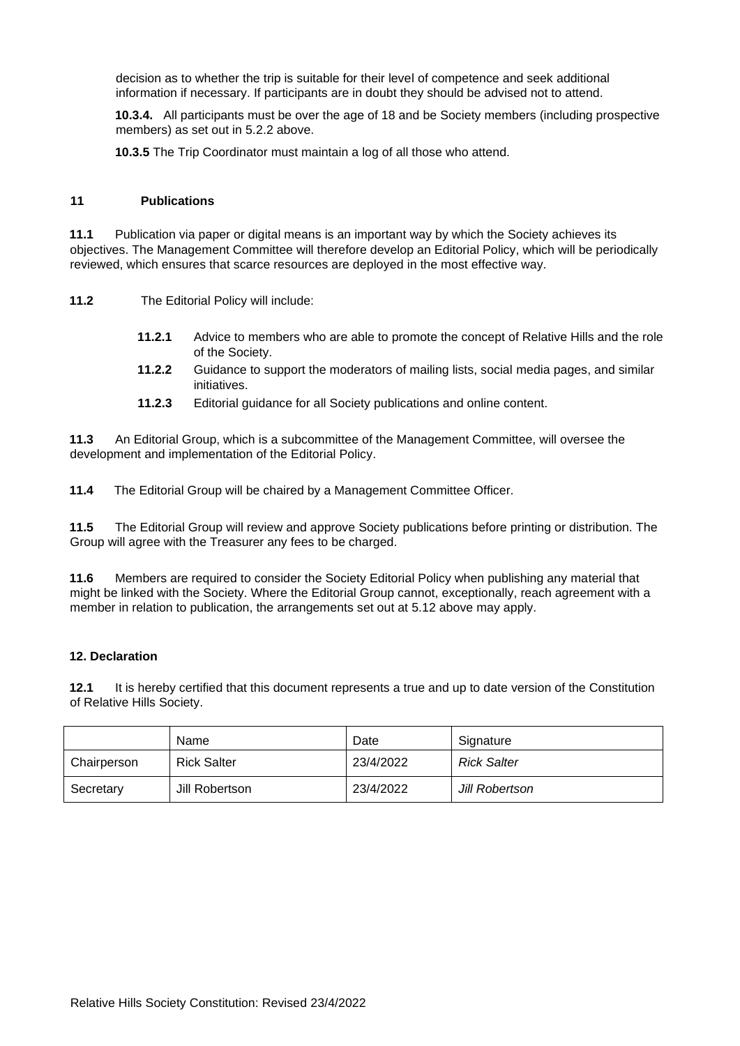decision as to whether the trip is suitable for their level of competence and seek additional information if necessary. If participants are in doubt they should be advised not to attend.

**10.3.4.** All participants must be over the age of 18 and be Society members (including prospective members) as set out in 5.2.2 above.

**10.3.5** The Trip Coordinator must maintain a log of all those who attend.

## 11 Publications

**11.1** Publication via paper or digital means is an important way by which the Society achieves its objectives. The Management Committee will therefore develop an Editorial Policy, which will be periodically reviewed, which ensures that scarce resources are deployed in the most effective way.

**11.2** The Editorial Policy will include:

- **11.2.1** Advice to members who are able to promote the concept of Relative Hills and the role of the Society.
- **11.2.2** Guidance to support the moderators of mailing lists, social media pages, and similar initiatives.
- **11.2.3** Editorial guidance for all Society publications and online content.

**11.3** An Editorial Group, which is a subcommittee of the Management Committee, will oversee the development and implementation of the Editorial Policy.

**11.4** The Editorial Group will be chaired by a Management Committee Officer.

**11.5** The Editorial Group will review and approve Society publications before printing or distribution. The Group will agree with the Treasurer any fees to be charged.

**11.6** Members are required to consider the Society Editorial Policy when publishing any material that might be linked with the Society. Where the Editorial Group cannot, exceptionally, reach agreement with a member in relation to publication, the arrangements set out at 5.12 above may apply.

## 12. Declaration

**12.1** It is hereby certified that this document represents a true and up to date version of the Constitution of Relative Hills Society.

| | Name | Date | Signature |
|---|---|---|---|
| Chairperson | Rick Salter | 23/4/2022 | *Rick Salter* |
| Secretary | Jill Robertson | 23/4/2022 | *Jill Robertson* |